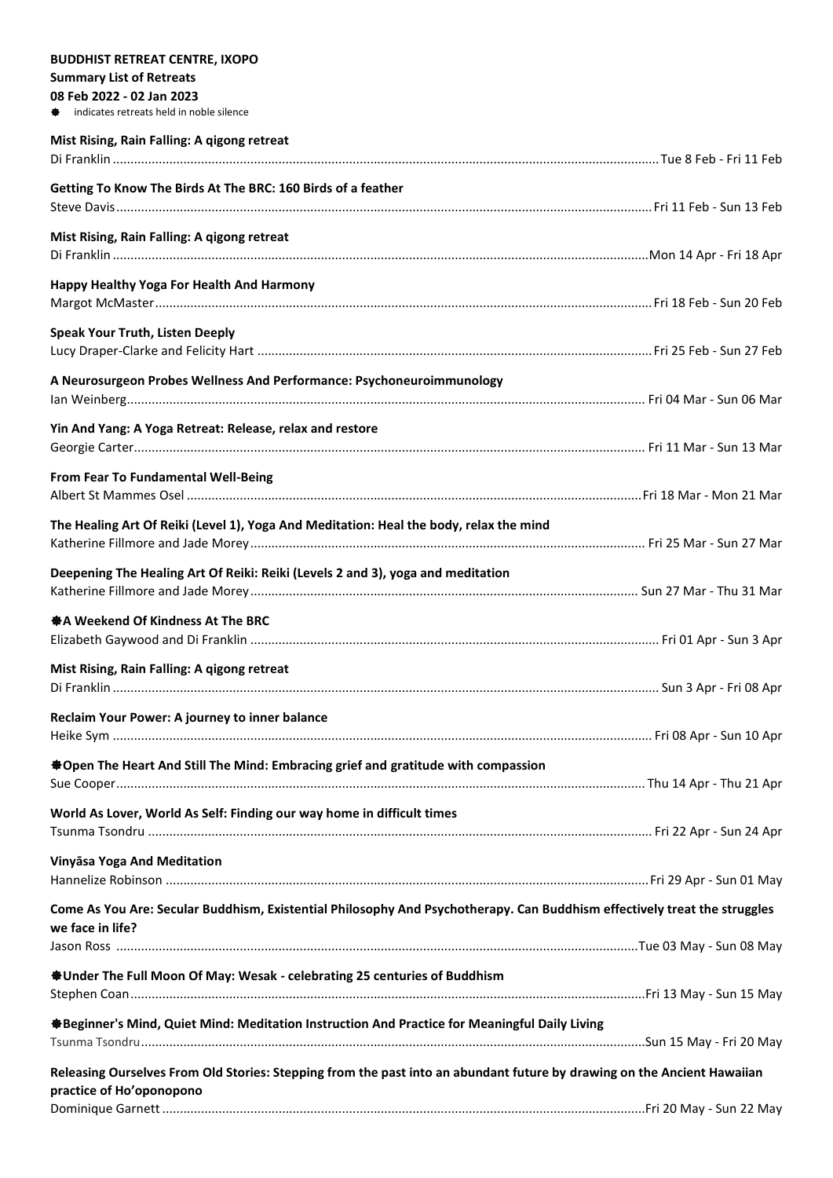**BUDDHIST RETREAT CENTRE, IXOPO**
**Summary List of Retreats**
**08 Feb 2022 - 02 Jan 2023**

❋ indicates retreats held in noble silence

**Mist Rising, Rain Falling: A qigong retreat**
Di Franklin ........ Tue 8 Feb - Fri 11 Feb

**Getting To Know The Birds At The BRC: 160 Birds of a feather**
Steve Davis ........ Fri 11 Feb - Sun 13 Feb

**Mist Rising, Rain Falling: A qigong retreat**
Di Franklin ........ Mon 14 Apr - Fri 18 Apr

**Happy Healthy Yoga For Health And Harmony**
Margot McMaster ........ Fri 18 Feb - Sun 20 Feb

**Speak Your Truth, Listen Deeply**
Lucy Draper-Clarke and Felicity Hart ........ Fri 25 Feb - Sun 27 Feb

**A Neurosurgeon Probes Wellness And Performance: Psychoneuroimmunology**
Ian Weinberg ........ Fri 04 Mar - Sun 06 Mar

**Yin And Yang: A Yoga Retreat: Release, relax and restore**
Georgie Carter ........ Fri 11 Mar - Sun 13 Mar

**From Fear To Fundamental Well-Being**
Albert St Mammes Osel ........ Fri 18 Mar - Mon 21 Mar

**The Healing Art Of Reiki (Level 1), Yoga And Meditation: Heal the body, relax the mind**
Katherine Fillmore and Jade Morey ........ Fri 25 Mar - Sun 27 Mar

**Deepening The Healing Art Of Reiki: Reiki (Levels 2 and 3), yoga and meditation**
Katherine Fillmore and Jade Morey ........ Sun 27 Mar - Thu 31 Mar

**❋A Weekend Of Kindness At The BRC**
Elizabeth Gaywood and Di Franklin ........ Fri 01 Apr - Sun 3 Apr

**Mist Rising, Rain Falling: A qigong retreat**
Di Franklin ........ Sun 3 Apr - Fri 08 Apr

**Reclaim Your Power: A journey to inner balance**
Heike Sym ........ Fri 08 Apr - Sun 10 Apr

**❋Open The Heart And Still The Mind: Embracing grief and gratitude with compassion**
Sue Cooper ........ Thu 14 Apr - Thu 21 Apr

**World As Lover, World As Self: Finding our way home in difficult times**
Tsunma Tsondru ........ Fri 22 Apr - Sun 24 Apr

**Vinyāsa Yoga And Meditation**
Hannelize Robinson ........ Fri 29 Apr - Sun 01 May

**Come As You Are: Secular Buddhism, Existential Philosophy And Psychotherapy. Can Buddhism effectively treat the struggles we face in life?**
Jason Ross ........ Tue 03 May - Sun 08 May

**❋Under The Full Moon Of May: Wesak - celebrating 25 centuries of Buddhism**
Stephen Coan ........ Fri 13 May - Sun 15 May

**❋Beginner's Mind, Quiet Mind: Meditation Instruction And Practice for Meaningful Daily Living**
Tsunma Tsondru ........ Sun 15 May - Fri 20 May

**Releasing Ourselves From Old Stories: Stepping from the past into an abundant future by drawing on the Ancient Hawaiian practice of Ho'oponopono**
Dominique Garnett ........ Fri 20 May - Sun 22 May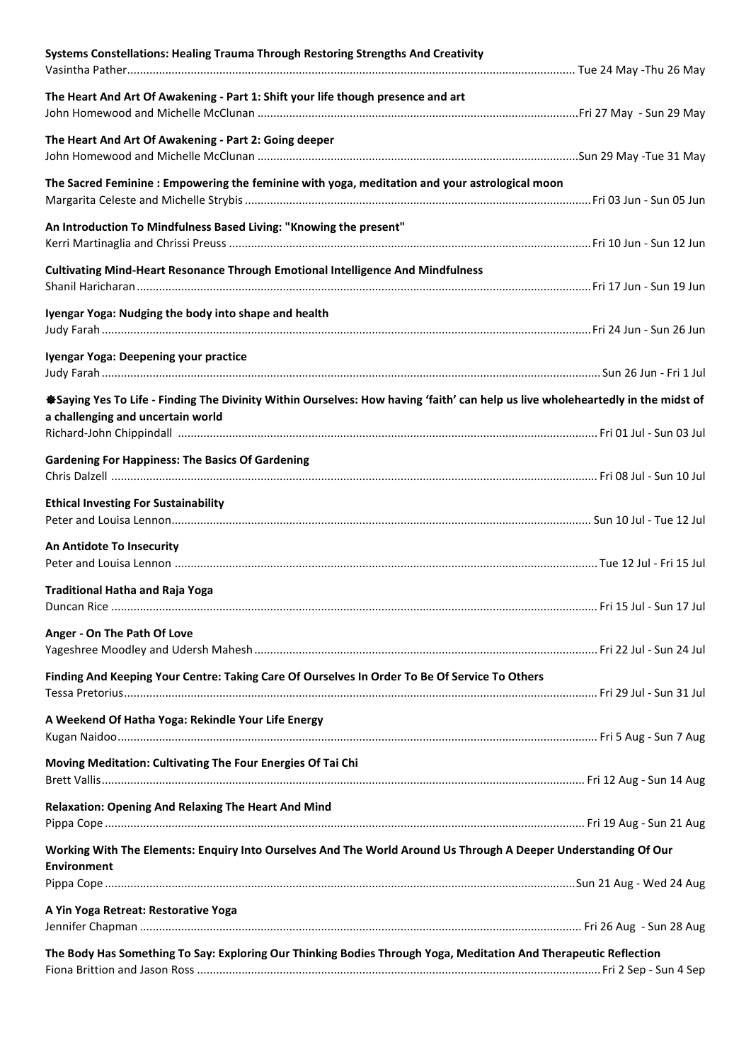**Systems Constellations: Healing Trauma Through Restoring Strengths And Creativity**
Vasintha Pather ............ Tue 24 May -Thu 26 May

**The Heart And Art Of Awakening - Part 1: Shift your life though presence and art**
John Homewood and Michelle McClunan ............ Fri 27 May - Sun 29 May

**The Heart And Art Of Awakening - Part 2: Going deeper**
John Homewood and Michelle McClunan ............ Sun 29 May -Tue 31 May

**The Sacred Feminine : Empowering the feminine with yoga, meditation and your astrological moon**
Margarita Celeste and Michelle Strybis ............ Fri 03 Jun - Sun 05 Jun

**An Introduction To Mindfulness Based Living: "Knowing the present"**
Kerri Martinaglia and Chrissi Preuss ............ Fri 10 Jun - Sun 12 Jun

**Cultivating Mind-Heart Resonance Through Emotional Intelligence And Mindfulness**
Shanil Haricharan ............ Fri 17 Jun - Sun 19 Jun

**Iyengar Yoga: Nudging the body into shape and health**
Judy Farah ............ Fri 24 Jun - Sun 26 Jun

**Iyengar Yoga: Deepening your practice**
Judy Farah ............ Sun 26 Jun - Fri 1 Jul

**❋Saying Yes To Life - Finding The Divinity Within Ourselves: How having 'faith' can help us live wholeheartedly in the midst of a challenging and uncertain world**
Richard-John Chippindall ............ Fri 01 Jul - Sun 03 Jul

**Gardening For Happiness: The Basics Of Gardening**
Chris Dalzell ............ Fri 08 Jul - Sun 10 Jul

**Ethical Investing For Sustainability**
Peter and Louisa Lennon ............ Sun 10 Jul - Tue 12 Jul

**An Antidote To Insecurity**
Peter and Louisa Lennon ............ Tue 12 Jul - Fri 15 Jul

**Traditional Hatha and Raja Yoga**
Duncan Rice ............ Fri 15 Jul - Sun 17 Jul

**Anger - On The Path Of Love**
Yageshree Moodley and Udersh Mahesh ............ Fri 22 Jul - Sun 24 Jul

**Finding And Keeping Your Centre: Taking Care Of Ourselves In Order To Be Of Service To Others**
Tessa Pretorius ............ Fri 29 Jul - Sun 31 Jul

**A Weekend Of Hatha Yoga: Rekindle Your Life Energy**
Kugan Naidoo ............ Fri 5 Aug - Sun 7 Aug

**Moving Meditation: Cultivating The Four Energies Of Tai Chi**
Brett Vallis ............ Fri 12 Aug - Sun 14 Aug

**Relaxation: Opening And Relaxing The Heart And Mind**
Pippa Cope ............ Fri 19 Aug - Sun 21 Aug

**Working With The Elements: Enquiry Into Ourselves And The World Around Us Through A Deeper Understanding Of Our Environment**
Pippa Cope ............ Sun 21 Aug - Wed 24 Aug

**A Yin Yoga Retreat: Restorative Yoga**
Jennifer Chapman ............ Fri 26 Aug - Sun 28 Aug

**The Body Has Something To Say: Exploring Our Thinking Bodies Through Yoga, Meditation And Therapeutic Reflection**
Fiona Brittion and Jason Ross ............ Fri 2 Sep - Sun 4 Sep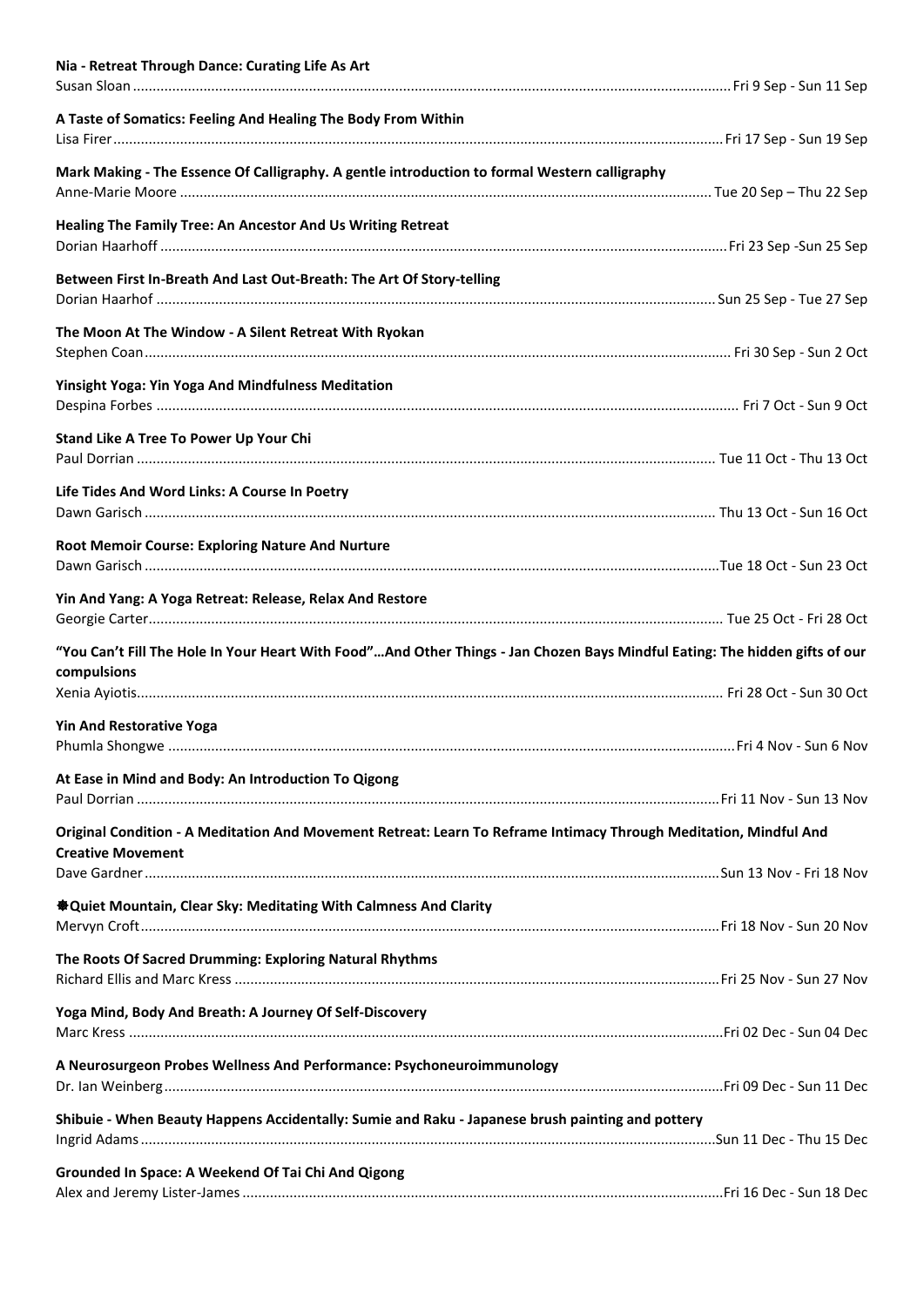**Nia - Retreat Through Dance: Curating Life As Art**
Susan Sloan ........................................................................................................................................................Fri 9 Sep - Sun 11 Sep

**A Taste of Somatics: Feeling And Healing The Body From Within**
Lisa Firer...........................................................................................................................................................Fri 17 Sep - Sun 19 Sep

**Mark Making - The Essence Of Calligraphy. A gentle introduction to formal Western calligraphy**
Anne-Marie Moore ......................................................................................................................................... Tue 20 Sep – Thu 22 Sep

**Healing The Family Tree: An Ancestor And Us Writing Retreat**
Dorian Haarhoff ...............................................................................................................................................Fri 23 Sep -Sun 25 Sep

**Between First In-Breath And Last Out-Breath: The Art Of Story-telling**
Dorian Haarhof .............................................................................................................................................. Sun 25 Sep - Tue 27 Sep

**The Moon At The Window - A Silent Retreat With Ryokan**
Stephen Coan.................................................................................................................................................... Fri 30 Sep - Sun 2 Oct

**Yinsight Yoga: Yin Yoga And Mindfulness Meditation**
Despina Forbes .................................................................................................................................................. Fri 7 Oct - Sun 9 Oct

**Stand Like A Tree To Power Up Your Chi**
Paul Dorrian ................................................................................................................................................... Tue 11 Oct - Thu 13 Oct

**Life Tides And Word Links: A Course In Poetry**
Dawn Garisch ................................................................................................................................................. Thu 13 Oct - Sun 16 Oct

**Root Memoir Course: Exploring Nature And Nurture**
Dawn Garisch ...................................................................................................................................................Tue 18 Oct - Sun 23 Oct

**Yin And Yang: A Yoga Retreat: Release, Relax And Restore**
Georgie Carter.................................................................................................................................................. Tue 25 Oct - Fri 28 Oct

**"You Can't Fill The Hole In Your Heart With Food"…And Other Things - Jan Chozen Bays Mindful Eating: The hidden gifts of our compulsions**
Xenia Ayiotis..................................................................................................................................................... Fri 28 Oct - Sun 30 Oct

**Yin And Restorative Yoga**
Phumla Shongwe ...............................................................................................................................................Fri 4 Nov - Sun 6 Nov

**At Ease in Mind and Body: An Introduction To Qigong**
Paul Dorrian .....................................................................................................................................................Fri 11 Nov - Sun 13 Nov

**Original Condition - A Meditation And Movement Retreat: Learn To Reframe Intimacy Through Meditation, Mindful And Creative Movement**
Dave Gardner....................................................................................................................................................Sun 13 Nov - Fri 18 Nov

**✸Quiet Mountain, Clear Sky: Meditating With Calmness And Clarity**
Mervyn Croft.....................................................................................................................................................Fri 18 Nov - Sun 20 Nov

**The Roots Of Sacred Drumming: Exploring Natural Rhythms**
Richard Ellis and Marc Kress .............................................................................................................................Fri 25 Nov - Sun 27 Nov

**Yoga Mind, Body And Breath: A Journey Of Self-Discovery**
Marc Kress ........................................................................................................................................................Fri 02 Dec - Sun 04 Dec

**A Neurosurgeon Probes Wellness And Performance: Psychoneuroimmunology**
Dr. Ian Weinberg...............................................................................................................................................Fri 09 Dec - Sun 11 Dec

**Shibuie - When Beauty Happens Accidentally: Sumie and Raku - Japanese brush painting and pottery**
Ingrid Adams....................................................................................................................................................Sun 11 Dec - Thu 15 Dec

**Grounded In Space: A Weekend Of Tai Chi And Qigong**
Alex and Jeremy Lister-James ...........................................................................................................................Fri 16 Dec - Sun 18 Dec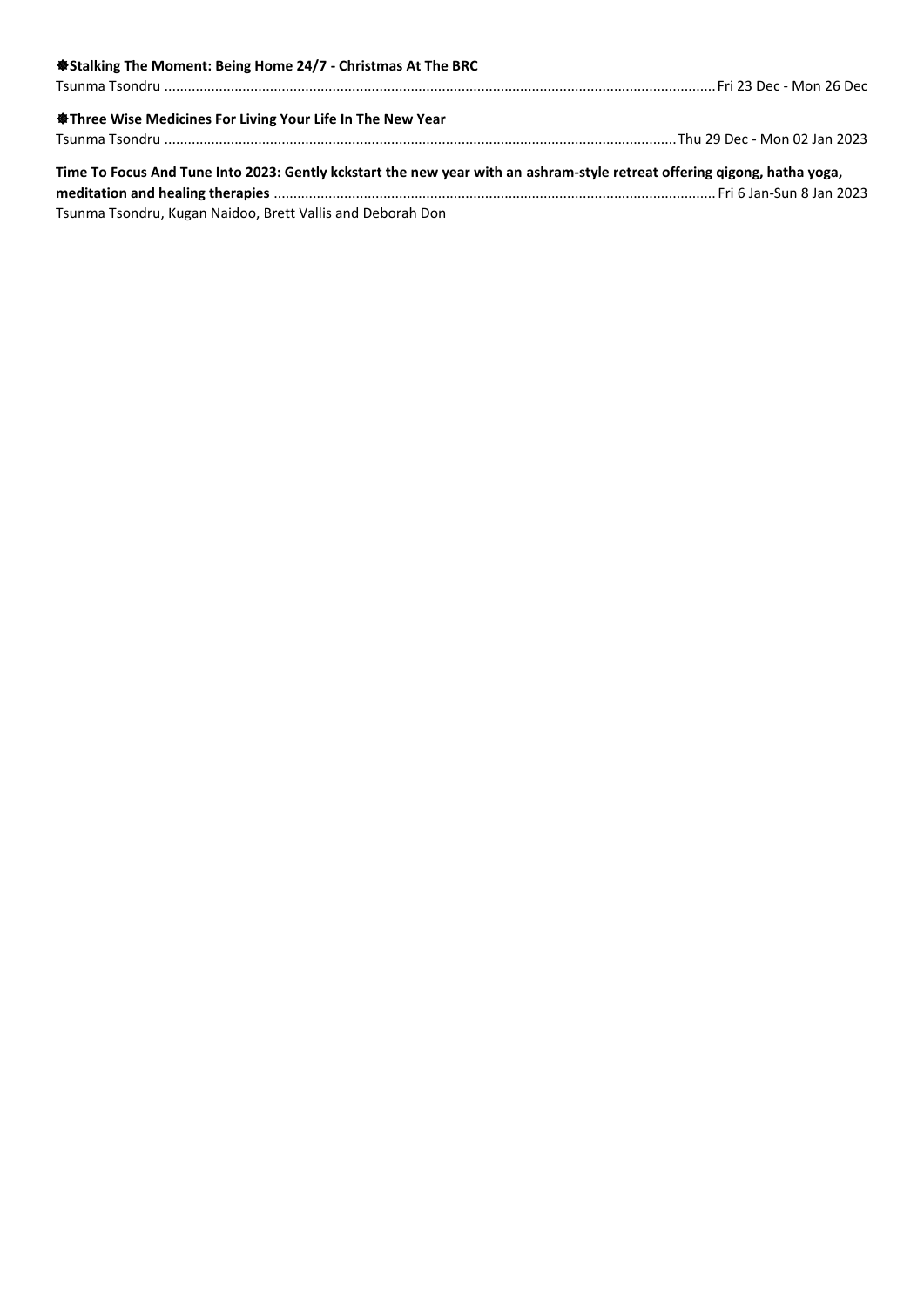**✸Stalking The Moment: Being Home 24/7 - Christmas At The BRC**

Tsunma Tsondru ........................................................................................................................................... Fri 23 Dec - Mon 26 Dec

**✸Three Wise Medicines For Living Your Life In The New Year**

Tsunma Tsondru ..................................................................................................................................Thu 29 Dec - Mon 02 Jan 2023

**Time To Focus And Tune Into 2023: Gently kckstart the new year with an ashram-style retreat offering qigong, hatha yoga, meditation and healing therapies** ................................................................................................................ Fri 6 Jan-Sun 8 Jan 2023

Tsunma Tsondru, Kugan Naidoo, Brett Vallis and Deborah Don